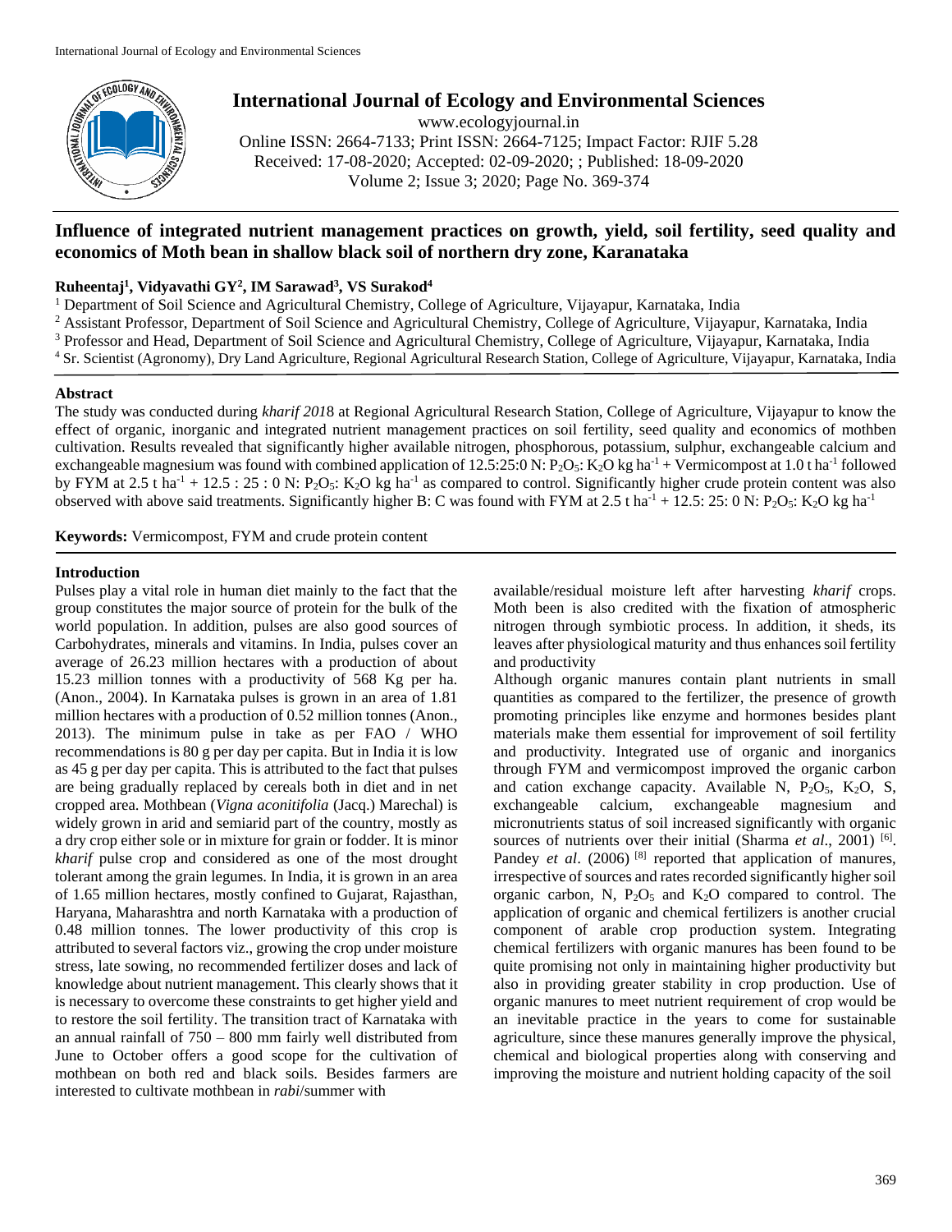# Influence of integrated nutrient management practices on growth, yield, soil fertility, seed quality and economics of Moth bean in shallow black soil of northern dry zone, Karanataka

**Ruheentaj[1], Vidyavathi GY[2], IM Sarawad[3], VS Surakod[4]**

[1] Department of Soil Science and Agricultural Chemistry, College of Agriculture, Vijayapur, Karnataka, India
[2] Assistant Professor, Department of Soil Science and Agricultural Chemistry, College of Agriculture, Vijayapur, Karnataka, India
[3] Professor and Head, Department of Soil Science and Agricultural Chemistry, College of Agriculture, Vijayapur, Karnataka, India
[4] Sr. Scientist (Agronomy), Dry Land Agriculture, Regional Agricultural Research Station, College of Agriculture, Vijayapur, Karnataka, India

## Abstract

The study was conducted during *kharif 2018* at Regional Agricultural Research Station, College of Agriculture, Vijayapur to know the effect of organic, inorganic and integrated nutrient management practices on soil fertility, seed quality and economics of mothben cultivation. Results revealed that significantly higher available nitrogen, phosphorous, potassium, sulphur, exchangeable calcium and exchangeable magnesium was found with combined application of 12.5:25:0 N: $P_2O_5$: $K_2O$ kg $ha^{-1}$ + Vermicompost at 1.0 t $ha^{-1}$ followed by FYM at 2.5 t $ha^{-1}$ + 12.5 : 25 : 0 N: $P_2O_5$: $K_2O$ kg $ha^{-1}$ as compared to control. Significantly higher crude protein content was also observed with above said treatments. Significantly higher B: C was found with FYM at 2.5 t $ha^{-1}$ + 12.5: 25: 0 N: $P_2O_5$: $K_2O$ kg $ha^{-1}$

**Keywords:** Vermicompost, FYM and crude protein content

## Introduction

Pulses play a vital role in human diet mainly to the fact that the group constitutes the major source of protein for the bulk of the world population. In addition, pulses are also good sources of Carbohydrates, minerals and vitamins. In India, pulses cover an average of 26.23 million hectares with a production of about 15.23 million tonnes with a productivity of 568 Kg per ha. (Anon., 2004). In Karnataka pulses is grown in an area of 1.81 million hectares with a production of 0.52 million tonnes (Anon., 2013). The minimum pulse in take as per FAO / WHO recommendations is 80 g per day per capita. But in India it is low as 45 g per day per capita. This is attributed to the fact that pulses are being gradually replaced by cereals both in diet and in net cropped area. Mothbean (*Vigna aconitifolia* (Jacq.) Marechal) is widely grown in arid and semiarid part of the country, mostly as a dry crop either sole or in mixture for grain or fodder. It is minor *kharif* pulse crop and considered as one of the most drought tolerant among the grain legumes. In India, it is grown in an area of 1.65 million hectares, mostly confined to Gujarat, Rajasthan, Haryana, Maharashtra and north Karnataka with a production of 0.48 million tonnes. The lower productivity of this crop is attributed to several factors viz., growing the crop under moisture stress, late sowing, no recommended fertilizer doses and lack of knowledge about nutrient management. This clearly shows that it is necessary to overcome these constraints to get higher yield and to restore the soil fertility. The transition tract of Karnataka with an annual rainfall of 750 – 800 mm fairly well distributed from June to October offers a good scope for the cultivation of mothbean on both red and black soils. Besides farmers are interested to cultivate mothbean in *rabi*/summer with available/residual moisture left after harvesting *kharif* crops. Moth been is also credited with the fixation of atmospheric nitrogen through symbiotic process. In addition, it sheds, its leaves after physiological maturity and thus enhances soil fertility and productivity

Although organic manures contain plant nutrients in small quantities as compared to the fertilizer, the presence of growth promoting principles like enzyme and hormones besides plant materials make them essential for improvement of soil fertility and productivity. Integrated use of organic and inorganics through FYM and vermicompost improved the organic carbon and cation exchange capacity. Available N, $P_2O_5$, $K_2O$, S, exchangeable calcium, exchangeable magnesium and micronutrients status of soil increased significantly with organic sources of nutrients over their initial (Sharma *et al*., 2001) [6]. Pandey *et al*. (2006) [8] reported that application of manures, irrespective of sources and rates recorded significantly higher soil organic carbon, N, $P_2O_5$ and $K_2O$ compared to control. The application of organic and chemical fertilizers is another crucial component of arable crop production system. Integrating chemical fertilizers with organic manures has been found to be quite promising not only in maintaining higher productivity but also in providing greater stability in crop production. Use of organic manures to meet nutrient requirement of crop would be an inevitable practice in the years to come for sustainable agriculture, since these manures generally improve the physical, chemical and biological properties along with conserving and improving the moisture and nutrient holding capacity of the soil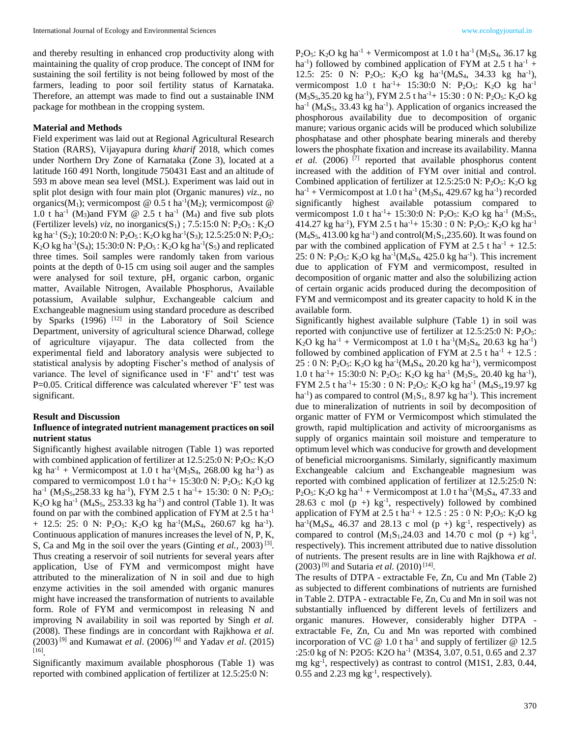and thereby resulting in enhanced crop productivity along with maintaining the quality of crop produce. The concept of INM for sustaining the soil fertility is not being followed by most of the farmers, leading to poor soil fertility status of Karnataka. Therefore, an attempt was made to find out a sustainable INM package for mothbean in the cropping system.

## Material and Methods

Field experiment was laid out at Regional Agricultural Research Station (RARS), Vijayapura during *kharif* 2018, which comes under Northern Dry Zone of Karnataka (Zone 3), located at a latitude 160 491 North, longitude 750431 East and an altitude of 593 m above mean sea level (MSL). Experiment was laid out in split plot design with four main plot (Organic manures) *viz.*, no organics($M_1$); vermicompost @ 0.5 t $ha^{-1}$($M_2$); vermicompost @ 1.0 t $ha^{-1}$ ($M_3$)and FYM @ 2.5 t $ha^{-1}$ ($M_4$) and five sub plots (Fertilizer levels) *viz*, no inorganics($S_1$) ; 7.5:15:0 N: $P_2O_5$ : $K_2O$ kg $ha^{-1}$ ($S_2$); 10:20:0 N: $P_2O_5$ : $K_2O$ kg $ha^{-1}$($S_3$); 12.5:25:0 N: $P_2O_5$: $K_2O$ kg $ha^{-1}$($S_4$); 15:30:0 N: $P_2O_5$ : $K_2O$ kg $ha^{-1}$($S_5$) and replicated three times. Soil samples were randomly taken from various points at the depth of 0-15 cm using soil auger and the samples were analysed for soil texture, pH, organic carbon, organic matter, Available Nitrogen, Available Phosphorus, Available potassium, Available sulphur, Exchangeable calcium and Exchangeable magnesium using standard procedure as described by Sparks (1996) [12] in the Laboratory of Soil Science Department, university of agricultural science Dharwad, college of agriculture vijayapur. The data collected from the experimental field and laboratory analysis were subjected to statistical analysis by adopting Fischer's method of analysis of variance. The level of significance used in 'F' and't' test was P=0.05. Critical difference was calculated wherever 'F' test was significant.

## Result and Discussion

### Influence of integrated nutrient management practices on soil nutrient status

Significantly highest available nitrogen (Table 1) was reported with combined application of fertilizer at 12.5:25:0 N: $P_2O_5$: $K_2O$ kg $ha^{-1}$ + Vermicompost at 1.0 t $ha^{-1}$($M_3S_4$, 268.00 kg $ha^{-1}$) as compared to vermicompost 1.0 t $ha^{-1}$+ 15:30:0 N: $P_2O_5$: $K_2O$ kg $ha^{-1}$ ($M_3S_5$,258.33 kg $ha^{-1}$), FYM 2.5 t $ha^{-1}$+ 15:30: 0 N: $P_2O_5$: $K_2O$ kg $ha^{-1}$ ($M_4S_5$, 253.33 kg $ha^{-1}$) and control (Table 1). It was found on par with the combined application of FYM at 2.5 t $ha^{-1}$ + 12.5: 25: 0 N: $P_2O_5$: $K_2O$ kg $ha^{-1}$($M_4S_4$, 260.67 kg $ha^{-1}$). Continuous application of manures increases the level of N, P, K, S, Ca and Mg in the soil over the years (Ginting *et al.,* 2003) [3]. Thus creating a reservoir of soil nutrients for several years after application, Use of FYM and vermicompost might have attributed to the mineralization of N in soil and due to high enzyme activities in the soil amended with organic manures might have increased the transformation of nutrients to available form. Role of FYM and vermicompost in releasing N and improving N availability in soil was reported by Singh *et al.* (2008). These findings are in concordant with Rajkhowa *et al*. (2003) [9] and Kumawat *et al*. (2006) [6] and Yadav *et al*. (2015) [16].

Significantly maximum available phosphorous (Table 1) was reported with combined application of fertilizer at 12.5:25:0 N: $P_2O_5$: $K_2O$ kg $ha^{-1}$ + Vermicompost at 1.0 t $ha^{-1}$ ($M_3S_4$, 36.17 kg $ha^{-1}$) followed by combined application of FYM at 2.5 t $ha^{-1}$ + 12.5: 25: 0 N: $P_2O_5$: $K_2O$ kg $ha^{-1}$($M_4S_4$, 34.33 kg $ha^{-1}$), vermicompost 1.0 t $ha^{-1}$+ 15:30:0 N: $P_2O_5$: $K_2O$ kg $ha^{-1}$ ($M_3S_5$,35.20 kg $ha^{-1}$), FYM 2.5 t $ha^{-1}$+ 15:30 : 0 N: $P_2O_5$: $K_2O$ kg $ha^{-1}$ ($M_4S_5$, 33.43 kg $ha^{-1}$). Application of organics increased the phosphorous availability due to decomposition of organic manure; various organic acids will be produced which solubilize phosphatase and other phosphate bearing minerals and thereby lowers the phosphate fixation and increase its availability. Manna *et al.* (2006) [7] reported that available phosphorus content increased with the addition of FYM over initial and control. Combined application of fertilizer at 12.5:25:0 N: $P_2O_5$: $K_2O$ kg $ha^{-1}$ + Vermicompost at 1.0 t $ha^{-1}$ ($M_3S_4$, 429.67 kg $ha^{-1}$) recorded significantly highest available potassium compared to vermicompost 1.0 t $ha^{-1}$+ 15:30:0 N: $P_2O_5$: $K_2O$ kg $ha^{-1}$ ($M_3S_5$, 414.27 kg $ha^{-1}$), FYM 2.5 t $ha^{-1}$+ 15:30 : 0 N: $P_2O_5$: $K_2O$ kg $ha^{-1}$ ($M_4S_5$, 413.00 kg $ha^{-1}$) and control($M_1S_1$,235.60). It was found on par with the combined application of FYM at 2.5 t $ha^{-1}$ + 12.5: 25: 0 N: $P_2O_5$: $K_2O$ kg $ha^{-1}$($M_4S_4$, 425.0 kg $ha^{-1}$). This increment due to application of FYM and vermicompost, resulted in decomposition of organic matter and also the solubilizing action of certain organic acids produced during the decomposition of FYM and vermicompost and its greater capacity to hold K in the available form.

Significantly highest available sulphure (Table 1) in soil was reported with conjunctive use of fertilizer at 12.5:25:0 N: $P_2O_5$: $K_2O$ kg $ha^{-1}$ + Vermicompost at 1.0 t $ha^{-1}$($M_3S_4$, 20.63 kg $ha^{-1}$) followed by combined application of FYM at 2.5 t $ha^{-1}$ + 12.5 : 25 : 0 N: $P_2O_5$: $K_2O$ kg $ha^{-1}$($M_4S_4$, 20.20 kg $ha^{-1}$), vermicompost 1.0 t $ha^{-1}$+ 15:30:0 N: $P_2O_5$: $K_2O$ kg $ha^{-1}$ ($M_3S_5$, 20.40 kg $ha^{-1}$), FYM 2.5 t $ha^{-1}$+ 15:30 : 0 N: $P_2O_5$: $K_2O$ kg $ha^{-1}$ ($M_4S_5$,19.97 kg $ha^{-1}$) as compared to control ($M_1S_1$, 8.97 kg $ha^{-1}$). This increment due to mineralization of nutrients in soil by decomposition of organic matter of FYM or Vermicompost which stimulated the growth, rapid multiplication and activity of microorganisms as supply of organics maintain soil moisture and temperature to optimum level which was conducive for growth and development of beneficial microorganisms. Similarly, significantly maximum Exchangeable calcium and Exchangeable magnesium was reported with combined application of fertilizer at 12.5:25:0 N: $P_2O_5$: $K_2O$ kg $ha^{-1}$ + Vermicompost at 1.0 t $ha^{-1}$($M_3S_4$, 47.33 and 28.63 c mol (p +) $kg^{-1}$, respectively) followed by combined application of FYM at 2.5 t $ha^{-1}$ + 12.5 : 25 : 0 N: $P_2O_5$: $K_2O$ kg $ha^{-1}$($M_4S_4$, 46.37 and 28.13 c mol (p +) $kg^{-1}$, respectively) as compared to control ($M_1S_1$,24.03 and 14.70 c mol (p +) $kg^{-1}$, respectively). This increment attributed due to native dissolution of nutrients. The present results are in line with Rajkhowa *et al.* (2003) [9] and Sutaria *et al.* (2010) [14].

The results of DTPA - extractable Fe, Zn, Cu and Mn (Table 2) as subjected to different combinations of nutrients are furnished in Table 2. DTPA - extractable Fe, Zn, Cu and Mn in soil was not substantially influenced by different levels of fertilizers and organic manures. However, considerably higher DTPA - extractable Fe, Zn, Cu and Mn was reported with combined incorporation of VC @ 1.0 t $ha^{-1}$ and supply of fertilizer @ 12.5 :25:0 kg of N: P2O5: K2O $ha^{-1}$ (M3S4, 3.07, 0.51, 0.65 and 2.37 mg $kg^{-1}$, respectively) as contrast to control (M1S1, 2.83, 0.44, 0.55 and 2.23 mg $kg^{-1}$, respectively).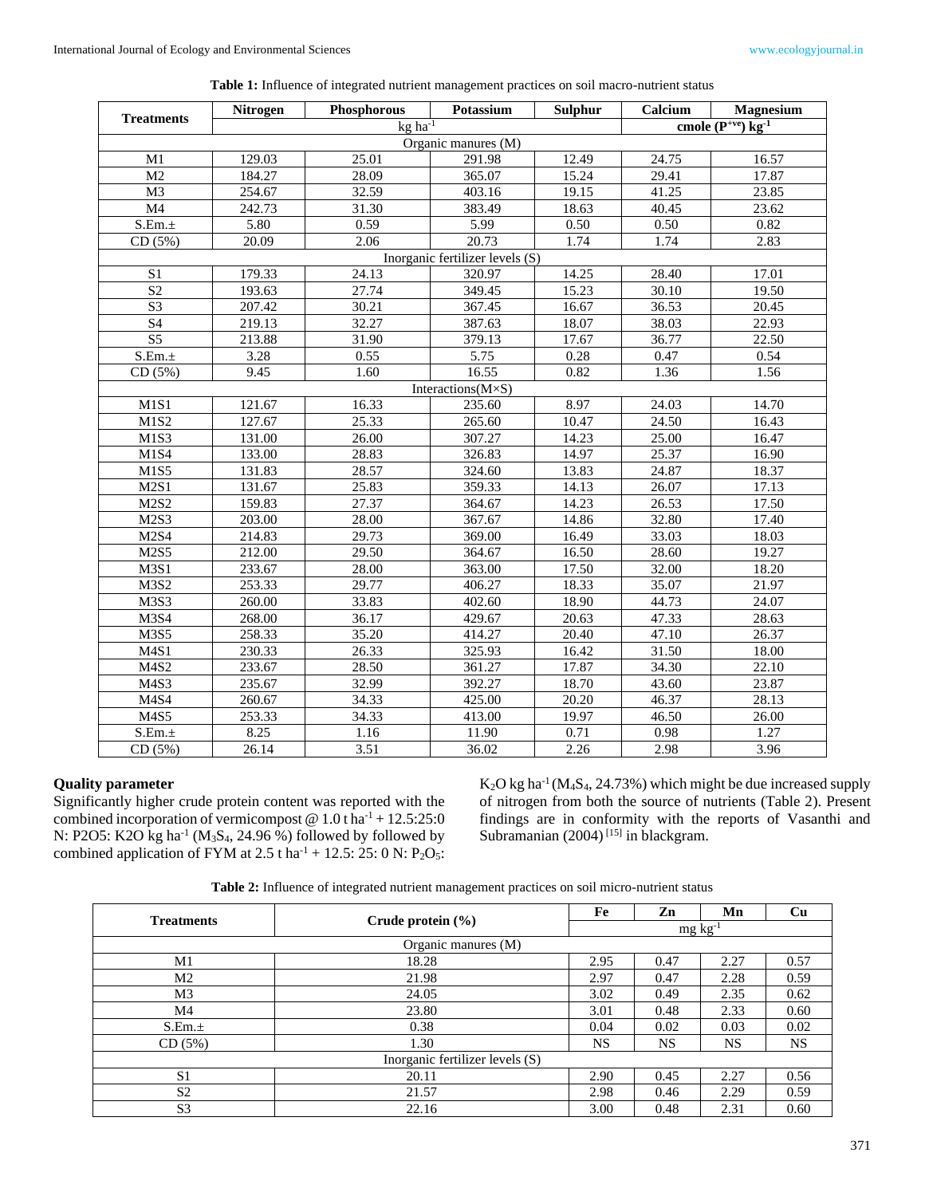**Table 1:** Influence of integrated nutrient management practices on soil macro-nutrient status

| Treatments | Nitrogen | Phosphorous | Potassium | Sulphur | Calcium | Magnesium |
|---|---|---|---|---|---|---|
| | kg $ha^{-1}$ | | | | cmole $(P^{+ve})$ $kg^{-1}$ | |
| Organic manures (M) | | | | | | |
| M1 | 129.03 | 25.01 | 291.98 | 12.49 | 24.75 | 16.57 |
| M2 | 184.27 | 28.09 | 365.07 | 15.24 | 29.41 | 17.87 |
| M3 | 254.67 | 32.59 | 403.16 | 19.15 | 41.25 | 23.85 |
| M4 | 242.73 | 31.30 | 383.49 | 18.63 | 40.45 | 23.62 |
| S.Em.± | 5.80 | 0.59 | 5.99 | 0.50 | 0.50 | 0.82 |
| CD (5%) | 20.09 | 2.06 | 20.73 | 1.74 | 1.74 | 2.83 |
| Inorganic fertilizer levels (S) | | | | | | |
| S1 | 179.33 | 24.13 | 320.97 | 14.25 | 28.40 | 17.01 |
| S2 | 193.63 | 27.74 | 349.45 | 15.23 | 30.10 | 19.50 |
| S3 | 207.42 | 30.21 | 367.45 | 16.67 | 36.53 | 20.45 |
| S4 | 219.13 | 32.27 | 387.63 | 18.07 | 38.03 | 22.93 |
| S5 | 213.88 | 31.90 | 379.13 | 17.67 | 36.77 | 22.50 |
| S.Em.± | 3.28 | 0.55 | 5.75 | 0.28 | 0.47 | 0.54 |
| CD (5%) | 9.45 | 1.60 | 16.55 | 0.82 | 1.36 | 1.56 |
| Interactions(M×S) | | | | | | |
| M1S1 | 121.67 | 16.33 | 235.60 | 8.97 | 24.03 | 14.70 |
| M1S2 | 127.67 | 25.33 | 265.60 | 10.47 | 24.50 | 16.43 |
| M1S3 | 131.00 | 26.00 | 307.27 | 14.23 | 25.00 | 16.47 |
| M1S4 | 133.00 | 28.83 | 326.83 | 14.97 | 25.37 | 16.90 |
| M1S5 | 131.83 | 28.57 | 324.60 | 13.83 | 24.87 | 18.37 |
| M2S1 | 131.67 | 25.83 | 359.33 | 14.13 | 26.07 | 17.13 |
| M2S2 | 159.83 | 27.37 | 364.67 | 14.23 | 26.53 | 17.50 |
| M2S3 | 203.00 | 28.00 | 367.67 | 14.86 | 32.80 | 17.40 |
| M2S4 | 214.83 | 29.73 | 369.00 | 16.49 | 33.03 | 18.03 |
| M2S5 | 212.00 | 29.50 | 364.67 | 16.50 | 28.60 | 19.27 |
| M3S1 | 233.67 | 28.00 | 363.00 | 17.50 | 32.00 | 18.20 |
| M3S2 | 253.33 | 29.77 | 406.27 | 18.33 | 35.07 | 21.97 |
| M3S3 | 260.00 | 33.83 | 402.60 | 18.90 | 44.73 | 24.07 |
| M3S4 | 268.00 | 36.17 | 429.67 | 20.63 | 47.33 | 28.63 |
| M3S5 | 258.33 | 35.20 | 414.27 | 20.40 | 47.10 | 26.37 |
| M4S1 | 230.33 | 26.33 | 325.93 | 16.42 | 31.50 | 18.00 |
| M4S2 | 233.67 | 28.50 | 361.27 | 17.87 | 34.30 | 22.10 |
| M4S3 | 235.67 | 32.99 | 392.27 | 18.70 | 43.60 | 23.87 |
| M4S4 | 260.67 | 34.33 | 425.00 | 20.20 | 46.37 | 28.13 |
| M4S5 | 253.33 | 34.33 | 413.00 | 19.97 | 46.50 | 26.00 |
| S.Em.± | 8.25 | 1.16 | 11.90 | 0.71 | 0.98 | 1.27 |
| CD (5%) | 26.14 | 3.51 | 36.02 | 2.26 | 2.98 | 3.96 |

## Quality parameter

Significantly higher crude protein content was reported with the combined incorporation of vermicompost @ 1.0 t $ha^{-1}$ + 12.5:25:0 N: P2O5: K2O kg $ha^{-1}$ ($M_3S_4$, 24.96 %) followed by followed by combined application of FYM at 2.5 t $ha^{-1}$ + 12.5: 25: 0 N: $P_2O_5$: $K_2O$ kg $ha^{-1}$ ($M_4S_4$, 24.73%) which might be due increased supply of nitrogen from both the source of nutrients (Table 2). Present findings are in conformity with the reports of Vasanthi and Subramanian (2004) [15] in blackgram.

**Table 2:** Influence of integrated nutrient management practices on soil micro-nutrient status

| Treatments | Crude protein (%) | Fe | Zn | Mn | Cu |
|---|---|---|---|---|---|
| | | mg $kg^{-1}$ | | | |
| Organic manures (M) | | | | | |
| M1 | 18.28 | 2.95 | 0.47 | 2.27 | 0.57 |
| M2 | 21.98 | 2.97 | 0.47 | 2.28 | 0.59 |
| M3 | 24.05 | 3.02 | 0.49 | 2.35 | 0.62 |
| M4 | 23.80 | 3.01 | 0.48 | 2.33 | 0.60 |
| S.Em.± | 0.38 | 0.04 | 0.02 | 0.03 | 0.02 |
| CD (5%) | 1.30 | NS | NS | NS | NS |
| Inorganic fertilizer levels (S) | | | | | |
| S1 | 20.11 | 2.90 | 0.45 | 2.27 | 0.56 |
| S2 | 21.57 | 2.98 | 0.46 | 2.29 | 0.59 |
| S3 | 22.16 | 3.00 | 0.48 | 2.31 | 0.60 |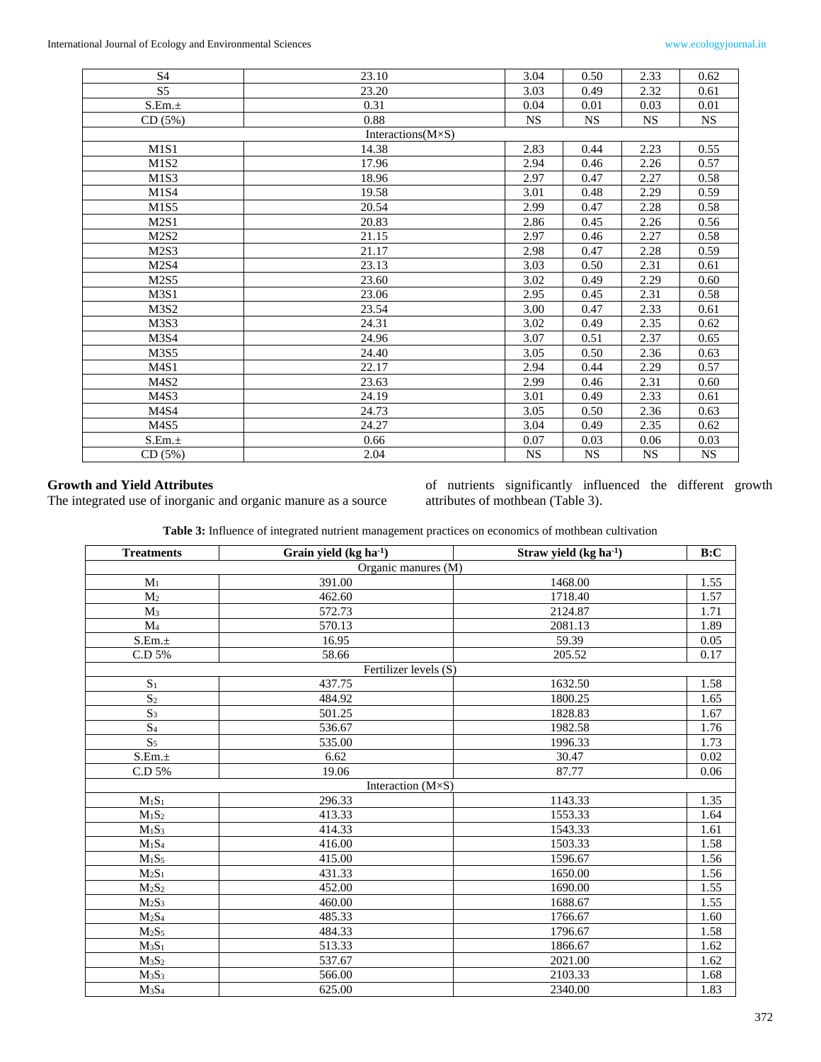| S4 | 23.10 | 3.04 | 0.50 | 2.33 | 0.62 |
|---|---|---|---|---|---|
| S5 | 23.20 | 3.03 | 0.49 | 2.32 | 0.61 |
| S.Em.± | 0.31 | 0.04 | 0.01 | 0.03 | 0.01 |
| CD (5%) | 0.88 | NS | NS | NS | NS |
| Interactions(M×S) | | | | | |
| M1S1 | 14.38 | 2.83 | 0.44 | 2.23 | 0.55 |
| M1S2 | 17.96 | 2.94 | 0.46 | 2.26 | 0.57 |
| M1S3 | 18.96 | 2.97 | 0.47 | 2.27 | 0.58 |
| M1S4 | 19.58 | 3.01 | 0.48 | 2.29 | 0.59 |
| M1S5 | 20.54 | 2.99 | 0.47 | 2.28 | 0.58 |
| M2S1 | 20.83 | 2.86 | 0.45 | 2.26 | 0.56 |
| M2S2 | 21.15 | 2.97 | 0.46 | 2.27 | 0.58 |
| M2S3 | 21.17 | 2.98 | 0.47 | 2.28 | 0.59 |
| M2S4 | 23.13 | 3.03 | 0.50 | 2.31 | 0.61 |
| M2S5 | 23.60 | 3.02 | 0.49 | 2.29 | 0.60 |
| M3S1 | 23.06 | 2.95 | 0.45 | 2.31 | 0.58 |
| M3S2 | 23.54 | 3.00 | 0.47 | 2.33 | 0.61 |
| M3S3 | 24.31 | 3.02 | 0.49 | 2.35 | 0.62 |
| M3S4 | 24.96 | 3.07 | 0.51 | 2.37 | 0.65 |
| M3S5 | 24.40 | 3.05 | 0.50 | 2.36 | 0.63 |
| M4S1 | 22.17 | 2.94 | 0.44 | 2.29 | 0.57 |
| M4S2 | 23.63 | 2.99 | 0.46 | 2.31 | 0.60 |
| M4S3 | 24.19 | 3.01 | 0.49 | 2.33 | 0.61 |
| M4S4 | 24.73 | 3.05 | 0.50 | 2.36 | 0.63 |
| M4S5 | 24.27 | 3.04 | 0.49 | 2.35 | 0.62 |
| S.Em.± | 0.66 | 0.07 | 0.03 | 0.06 | 0.03 |
| CD (5%) | 2.04 | NS | NS | NS | NS |

**Growth and Yield Attributes**

The integrated use of inorganic and organic manure as a source of nutrients significantly influenced the different growth attributes of mothbean (Table 3).

**Table 3:** Influence of integrated nutrient management practices on economics of mothbean cultivation

| Treatments | Grain yield (kg ha$^{-1}$) | Straw yield (kg ha$^{-1}$) | B:C |
|---|---|---|---|
| Organic manures (M) | | | |
| $M_1$ | 391.00 | 1468.00 | 1.55 |
| $M_2$ | 462.60 | 1718.40 | 1.57 |
| $M_3$ | 572.73 | 2124.87 | 1.71 |
| $M_4$ | 570.13 | 2081.13 | 1.89 |
| S.Em.± | 16.95 | 59.39 | 0.05 |
| C.D 5% | 58.66 | 205.52 | 0.17 |
| Fertilizer levels (S) | | | |
| $S_1$ | 437.75 | 1632.50 | 1.58 |
| $S_2$ | 484.92 | 1800.25 | 1.65 |
| $S_3$ | 501.25 | 1828.83 | 1.67 |
| $S_4$ | 536.67 | 1982.58 | 1.76 |
| $S_5$ | 535.00 | 1996.33 | 1.73 |
| S.Em.± | 6.62 | 30.47 | 0.02 |
| C.D 5% | 19.06 | 87.77 | 0.06 |
| Interaction (M×S) | | | |
| $M_1S_1$ | 296.33 | 1143.33 | 1.35 |
| $M_1S_2$ | 413.33 | 1553.33 | 1.64 |
| $M_1S_3$ | 414.33 | 1543.33 | 1.61 |
| $M_1S_4$ | 416.00 | 1503.33 | 1.58 |
| $M_1S_5$ | 415.00 | 1596.67 | 1.56 |
| $M_2S_1$ | 431.33 | 1650.00 | 1.56 |
| $M_2S_2$ | 452.00 | 1690.00 | 1.55 |
| $M_2S_3$ | 460.00 | 1688.67 | 1.55 |
| $M_2S_4$ | 485.33 | 1766.67 | 1.60 |
| $M_2S_5$ | 484.33 | 1796.67 | 1.58 |
| $M_3S_1$ | 513.33 | 1866.67 | 1.62 |
| $M_3S_2$ | 537.67 | 2021.00 | 1.62 |
| $M_3S_3$ | 566.00 | 2103.33 | 1.68 |
| $M_3S_4$ | 625.00 | 2340.00 | 1.83 |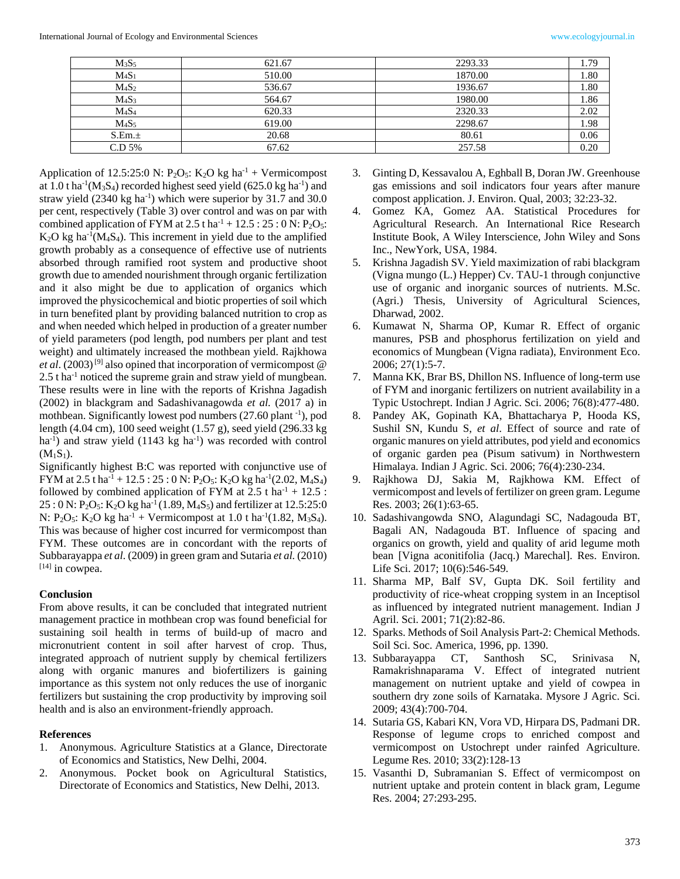| $M_3S_5$ | 621.67 | 2293.33 | 1.79 |
|---|---|---|---|
| $M_4S_1$ | 510.00 | 1870.00 | 1.80 |
| $M_4S_2$ | 536.67 | 1936.67 | 1.80 |
| $M_4S_3$ | 564.67 | 1980.00 | 1.86 |
| $M_4S_4$ | 620.33 | 2320.33 | 2.02 |
| $M_4S_5$ | 619.00 | 2298.67 | 1.98 |
| S.Em.± | 20.68 | 80.61 | 0.06 |
| C.D 5% | 67.62 | 257.58 | 0.20 |

Application of 12.5:25:0 N: $P_2O_5$: $K_2O$ kg $ha^{-1}$ + Vermicompost at 1.0 t $ha^{-1}$($M_3S_4$) recorded highest seed yield (625.0 kg $ha^{-1}$) and straw yield (2340 kg $ha^{-1}$) which were superior by 31.7 and 30.0 per cent, respectively (Table 3) over control and was on par with combined application of FYM at 2.5 t $ha^{-1}$ + 12.5 : 25 : 0 N: $P_2O_5$: $K_2O$ kg $ha^{-1}$($M_4S_4$). This increment in yield due to the amplified growth probably as a consequence of effective use of nutrients absorbed through ramified root system and productive shoot growth due to amended nourishment through organic fertilization and it also might be due to application of organics which improved the physicochemical and biotic properties of soil which in turn benefited plant by providing balanced nutrition to crop as and when needed which helped in production of a greater number of yield parameters (pod length, pod numbers per plant and test weight) and ultimately increased the mothbean yield. Rajkhowa *et al*. (2003) [9] also opined that incorporation of vermicompost @ 2.5 t $ha^{-1}$ noticed the supreme grain and straw yield of mungbean. These results were in line with the reports of Krishna Jagadish (2002) in blackgram and Sadashivanagowda *et al.* (2017 a) in mothbean. Significantly lowest pod numbers (27.60 plant $^{-1}$), pod length (4.04 cm), 100 seed weight (1.57 g), seed yield (296.33 kg $ha^{-1}$) and straw yield (1143 kg $ha^{-1}$) was recorded with control ($M_1S_1$).

Significantly highest B:C was reported with conjunctive use of FYM at 2.5 t $ha^{-1}$ + 12.5 : 25 : 0 N: $P_2O_5$: $K_2O$ kg $ha^{-1}$(2.02, $M_4S_4$) followed by combined application of FYM at 2.5 t $ha^{-1}$ + 12.5 : 25 : 0 N: $P_2O_5$: $K_2O$ kg $ha^{-1}$ (1.89, $M_4S_5$) and fertilizer at 12.5:25:0 N: $P_2O_5$: $K_2O$ kg $ha^{-1}$ + Vermicompost at 1.0 t $ha^{-1}$(1.82, $M_3S_4$). This was because of higher cost incurred for vermicompost than FYM. These outcomes are in concordant with the reports of Subbarayappa *et al*. (2009) in green gram and Sutaria *et al.* (2010) [14] in cowpea.

## Conclusion

From above results, it can be concluded that integrated nutrient management practice in mothbean crop was found beneficial for sustaining soil health in terms of build-up of macro and micronutrient content in soil after harvest of crop. Thus, integrated approach of nutrient supply by chemical fertilizers along with organic manures and biofertilizers is gaining importance as this system not only reduces the use of inorganic fertilizers but sustaining the crop productivity by improving soil health and is also an environment-friendly approach.

## References

1. Anonymous. Agriculture Statistics at a Glance, Directorate of Economics and Statistics, New Delhi, 2004.
2. Anonymous. Pocket book on Agricultural Statistics, Directorate of Economics and Statistics, New Delhi, 2013.
3. Ginting D, Kessavalou A, Eghball B, Doran JW. Greenhouse gas emissions and soil indicators four years after manure compost application. J. Environ. Qual, 2003; 32:23-32.
4. Gomez KA, Gomez AA. Statistical Procedures for Agricultural Research. An International Rice Research Institute Book, A Wiley Interscience, John Wiley and Sons Inc., NewYork, USA, 1984.
5. Krishna Jagadish SV. Yield maximization of rabi blackgram (Vigna mungo (L.) Hepper) Cv. TAU-1 through conjunctive use of organic and inorganic sources of nutrients. M.Sc. (Agri.) Thesis, University of Agricultural Sciences, Dharwad, 2002.
6. Kumawat N, Sharma OP, Kumar R. Effect of organic manures, PSB and phosphorus fertilization on yield and economics of Mungbean (Vigna radiata), Environment Eco. 2006; 27(1):5-7.
7. Manna KK, Brar BS, Dhillon NS. Influence of long-term use of FYM and inorganic fertilizers on nutrient availability in a Typic Ustochrept. Indian J Agric. Sci. 2006; 76(8):477-480.
8. Pandey AK, Gopinath KA, Bhattacharya P, Hooda KS, Sushil SN, Kundu S, *et al*. Effect of source and rate of organic manures on yield attributes, pod yield and economics of organic garden pea (Pisum sativum) in Northwestern Himalaya. Indian J Agric. Sci. 2006; 76(4):230-234.
9. Rajkhowa DJ, Sakia M, Rajkhowa KM. Effect of vermicompost and levels of fertilizer on green gram. Legume Res. 2003; 26(1):63-65.
10. Sadashivangowda SNO, Alagundagi SC, Nadagouda BT, Bagali AN, Nadagouda BT. Influence of spacing and organics on growth, yield and quality of arid legume moth bean [Vigna aconitifolia (Jacq.) Marechal]. Res. Environ. Life Sci. 2017; 10(6):546-549.
11. Sharma MP, Balf SV, Gupta DK. Soil fertility and productivity of rice-wheat cropping system in an Inceptisol as influenced by integrated nutrient management. Indian J Agril. Sci. 2001; 71(2):82-86.
12. Sparks. Methods of Soil Analysis Part-2: Chemical Methods. Soil Sci. Soc. America, 1996, pp. 1390.
13. Subbarayappa CT, Santhosh SC, Srinivasa N, Ramakrishnaparama V. Effect of integrated nutrient management on nutrient uptake and yield of cowpea in southern dry zone soils of Karnataka. Mysore J Agric. Sci. 2009; 43(4):700-704.
14. Sutaria GS, Kabari KN, Vora VD, Hirpara DS, Padmani DR. Response of legume crops to enriched compost and vermicompost on Ustochrept under rainfed Agriculture. Legume Res. 2010; 33(2):128-13
15. Vasanthi D, Subramanian S. Effect of vermicompost on nutrient uptake and protein content in black gram, Legume Res. 2004; 27:293-295.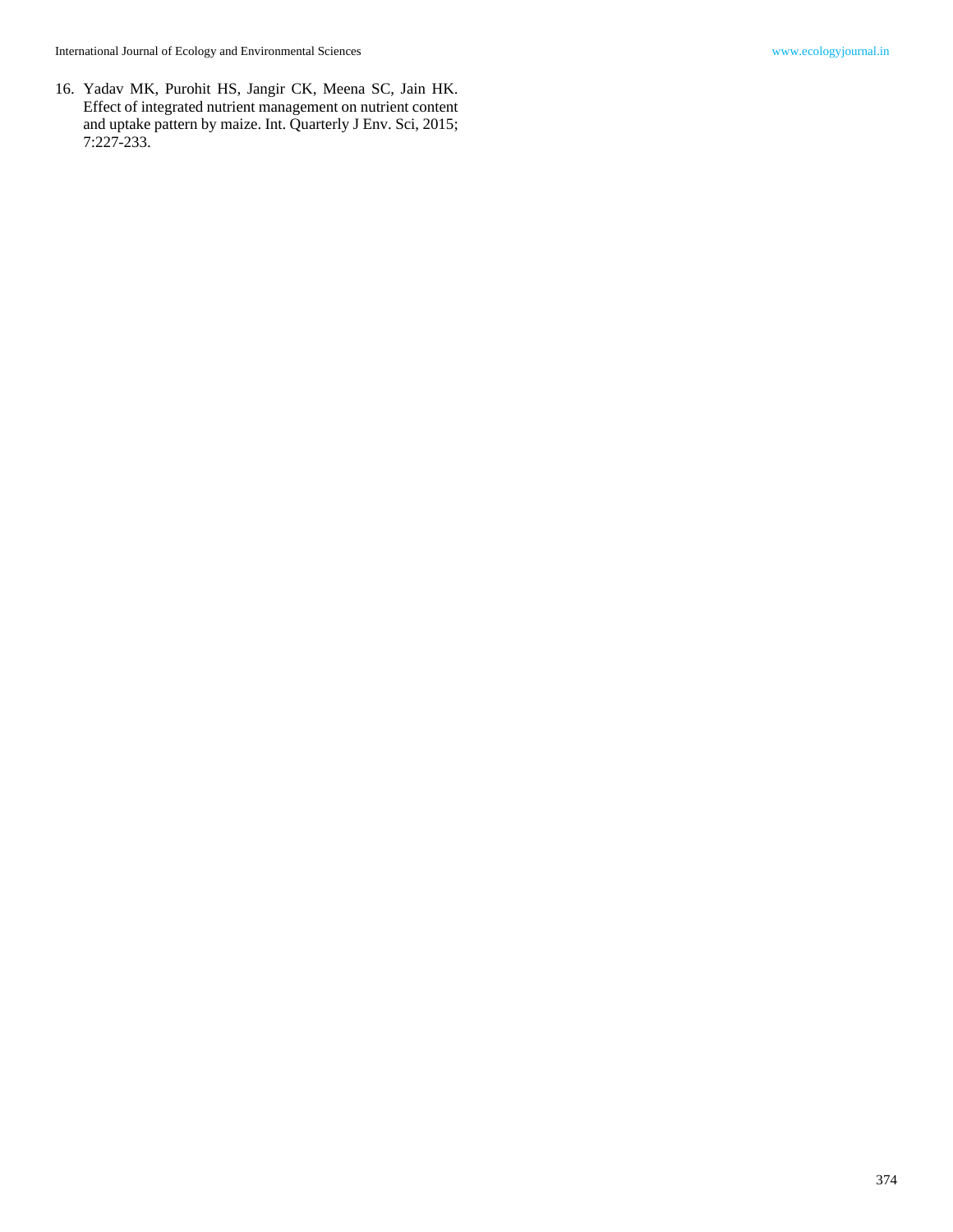16. Yadav MK, Purohit HS, Jangir CK, Meena SC, Jain HK. Effect of integrated nutrient management on nutrient content and uptake pattern by maize. Int. Quarterly J Env. Sci, 2015; 7:227-233.